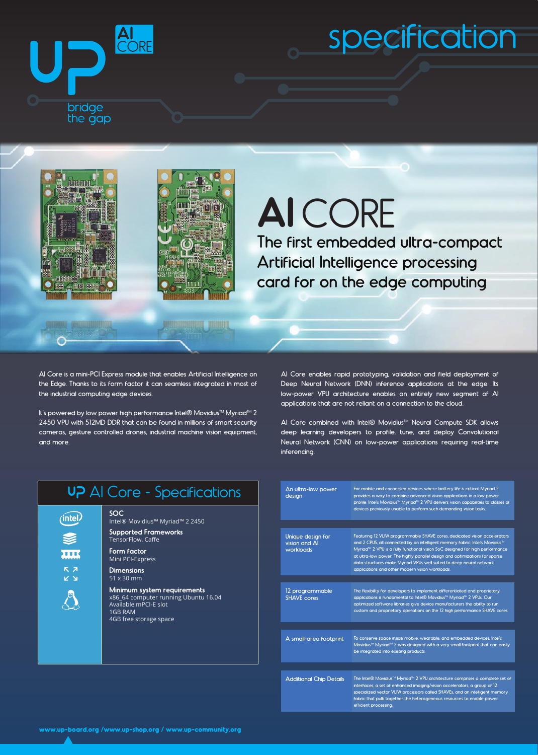# UP AI CORE

bridge the gap

# specification

# AI CORE

## The first embedded ultra-compact Artificial Intelligence processing card for on the edge computing

AI Core is a mini-PCI Express module that enables Artificial Intelligence on the Edge. Thanks to its form factor it can seamless integrated in most of the industrial computing edge devices.

It's powered by low power high performance Intel® Movidius™ Myriad™ 2 2450 VPU with 512MD DDR that can be found in millions of smart security cameras, gesture controlled drones, industrial machine vision equipment, and more.

AI Core enables rapid prototyping, validation and field deployment of Deep Neural Network (DNN) inference applications at the edge. Its low-power VPU architecture enables an entirely new segment of AI applications that are not reliant on a connection to the cloud.

AI Core combined with Intel® Movidius™ Neural Compute SDK allows deep learning developers to profile, tune, and deploy Convolutional Neural Network (CNN) on low-power applications requiring real-time inferencing.

## UP AI Core - Specifications

**SOC**
Intel® Movidius™ Myriad™ 2 2450

**Supported Frameworks**
TensorFlow, Caffe

**Form factor**
Mini PCI-Express

**Dimensions**
51 x 30 mm

**Minimum system requirements**
x86_64 computer running Ubuntu 16.04
Available mPCI-E slot
1GB RAM
4GB free storage space

| | |
|---|---|
| An ultra-low power design | For mobile and connected devices where battery life is critical, Myriad 2 provides a way to combine advanced vision applications in a low power profile. Intel's Movidius™ Myriad™ 2 VPU delivers vision capabilities to classes of devices previously unable to perform such demanding vision tasks. |
| Unique design for vision and AI workloads | Featuring 12 VLIW programmable SHAVE cores, dedicated vision accelerators and 2 CPUS, all connected by an intelligent memory fabric, Intel's Movidius™ Myriad™ 2 VPU is a fully functional vision SoC designed for high performance at ultra-low power. The highly parallel design and optimizations for sparse data structures make Myriad VPUs well suited to deep neural network applications and other modern vision workloads. |
| 12 programmable SHAVE cores | The flexibility for developers to implement differentiated and proprietary applications is fundamental to Intel® Movidius™ Myriad™ 2 VPUs. Our optimized software libraries give device manufacturers the ability to run custom and proprietary operations on the 12 high performance SHAVE cores. |
| A small-area footprint | To conserve space inside mobile, wearable, and embedded devices, Intel's Movidius™ Myriad™ 2 was designed with a very small footprint that can easily be integrated into existing products. |
| Additional Chip Details | The Intel® Movidius™ Myriad™ 2 VPU architecture comprises a complete set of interfaces, a set of enhanced imaging/vision accelerators, a group of 12 specialized vector VLIW processors called SHAVEs, and an intelligent memory fabric that pulls together the heterogeneous resources to enable power efficient processing. |

www.up-board.org /www.up-shop.org / www.up-community.org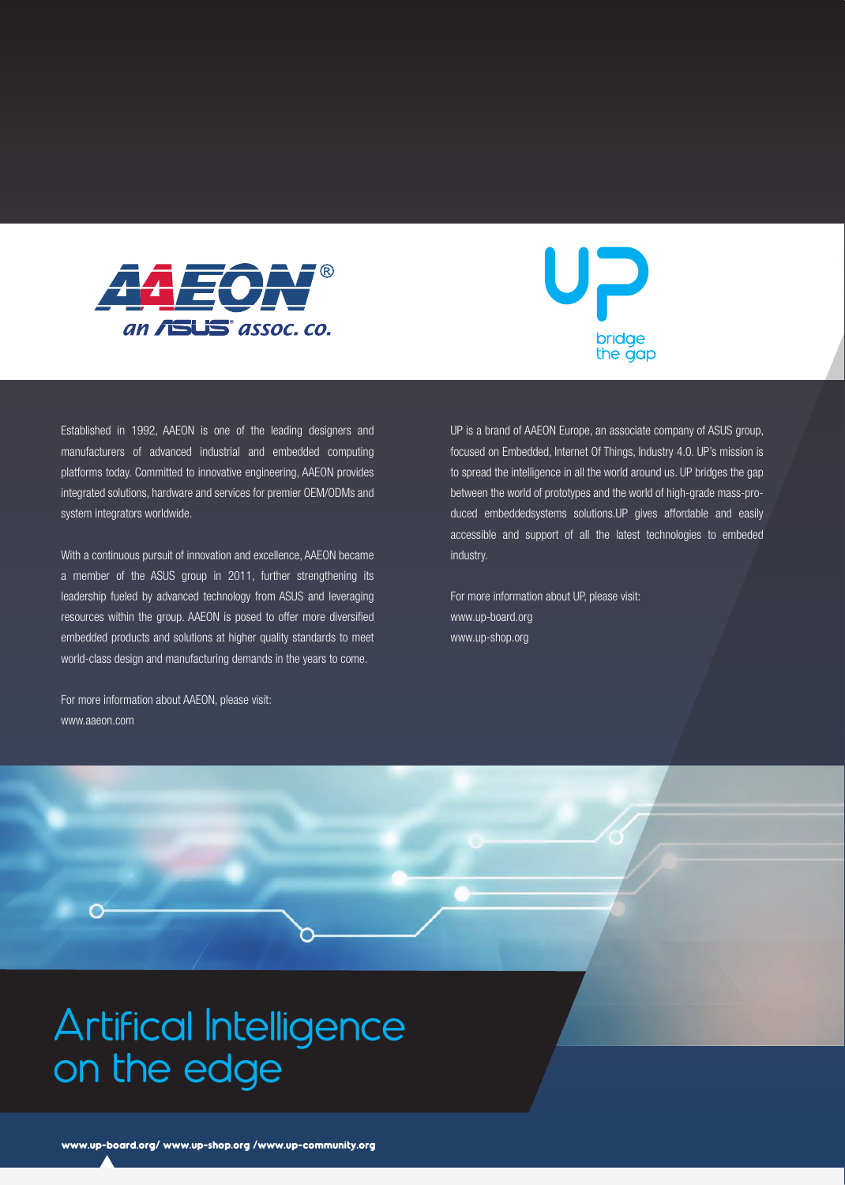AAEON®

an ASUS assoc. co.

UP

bridge the gap

Established in 1992, AAEON is one of the leading designers and manufacturers of advanced industrial and embedded computing platforms today. Committed to innovative engineering, AAEON provides integrated solutions, hardware and services for premier OEM/ODMs and system integrators worldwide.

With a continuous pursuit of innovation and excellence, AAEON became a member of the ASUS group in 2011, further strengthening its leadership fueled by advanced technology from ASUS and leveraging resources within the group. AAEON is posed to offer more diversified embedded products and solutions at higher quality standards to meet world-class design and manufacturing demands in the years to come.

For more information about AAEON, please visit:
www.aaeon.com

UP is a brand of AAEON Europe, an associate company of ASUS group, focused on Embedded, Internet Of Things, Industry 4.0. UP's mission is to spread the intelligence in all the world around us. UP bridges the gap between the world of prototypes and the world of high-grade mass-produced embeddedsystems solutions.UP gives affordable and easily accessible and support of all the latest technologies to embeded industry.

For more information about UP, please visit:
www.up-board.org
www.up-shop.org

# Artifical Intelligence on the edge

www.up-board.org/ www.up-shop.org /www.up-community.org